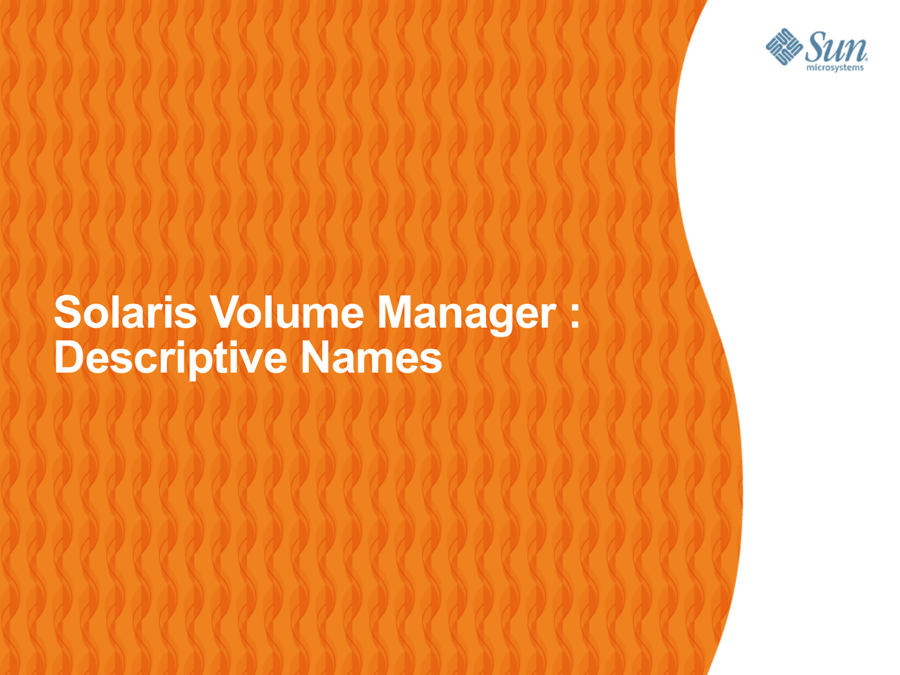# Solaris Volume Manager : Descriptive Names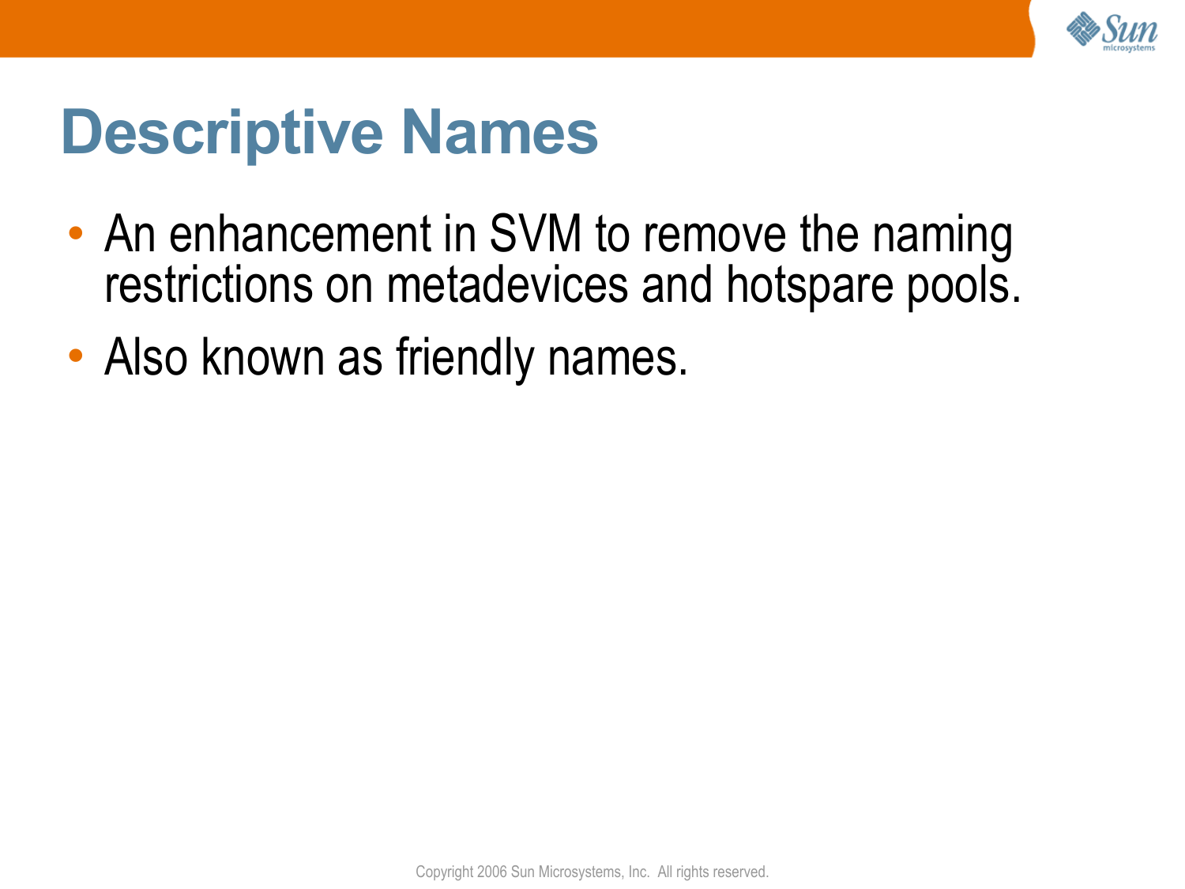# Descriptive Names

- An enhancement in SVM to remove the naming restrictions on metadevices and hotspare pools.
- Also known as friendly names.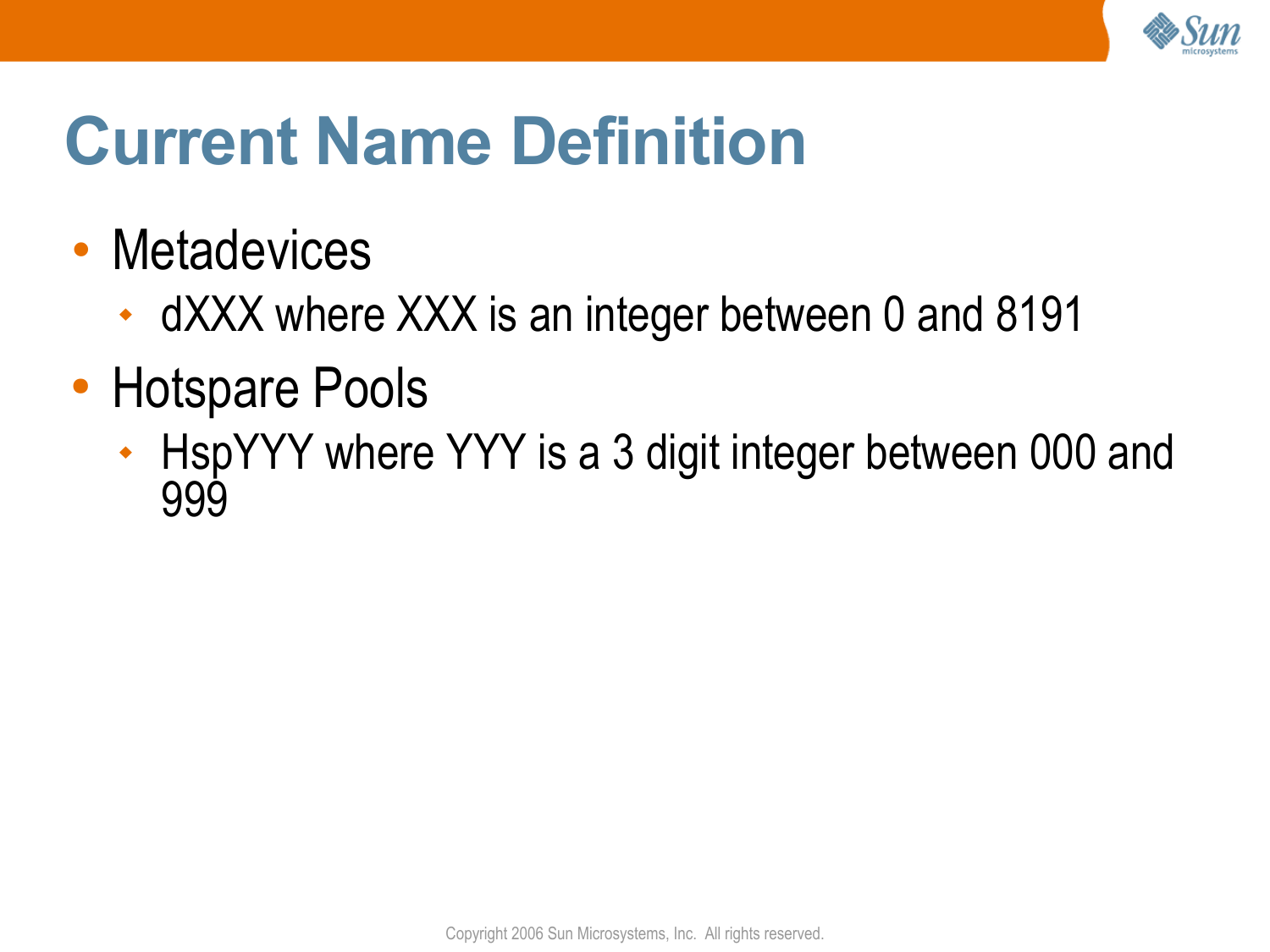# Current Name Definition

- Metadevices
  - dXXX where XXX is an integer between 0 and 8191
- Hotspare Pools
  - HspYYY where YYY is a 3 digit integer between 000 and 999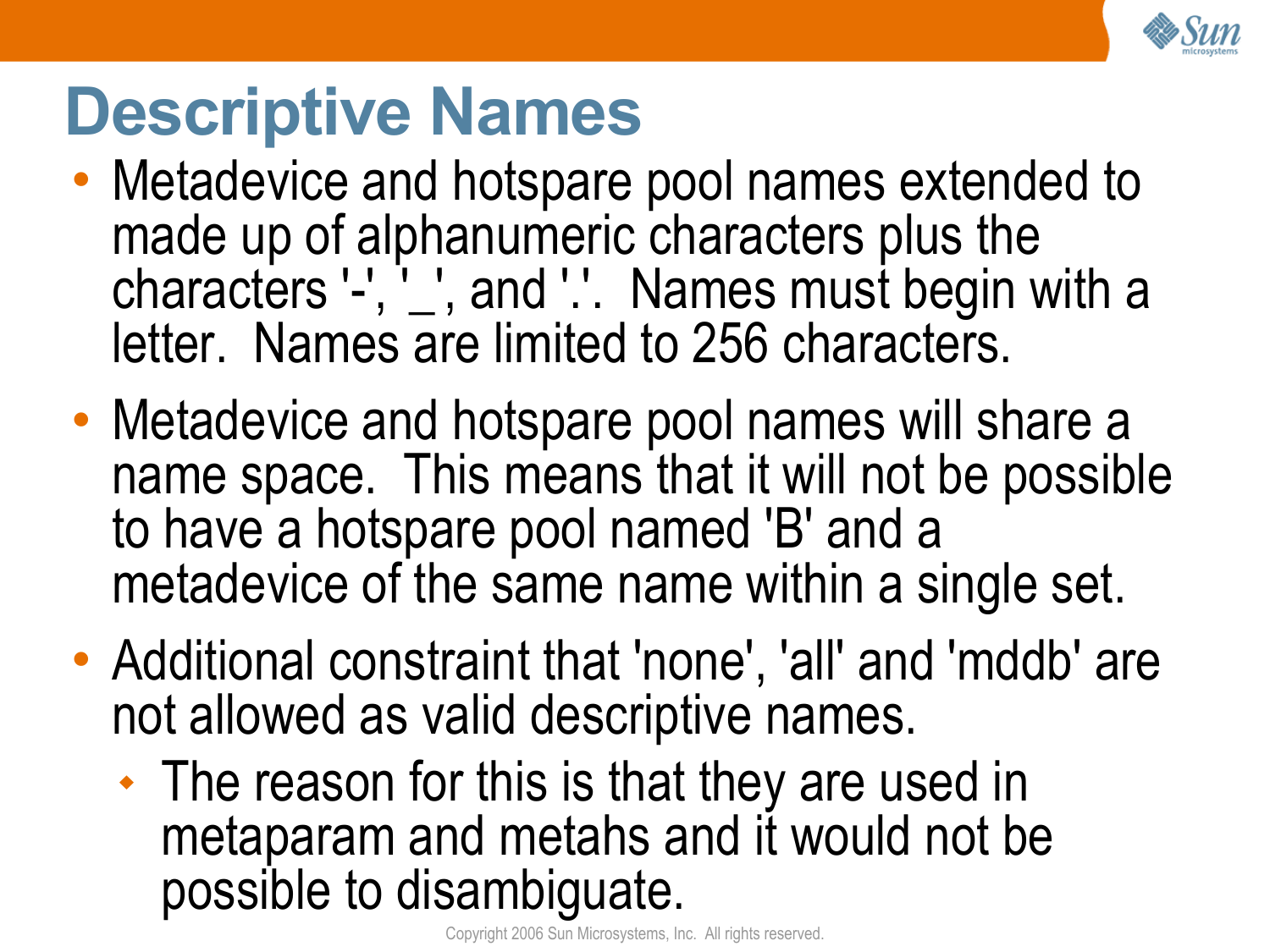# Descriptive Names

- Metadevice and hotspare pool names extended to made up of alphanumeric characters plus the characters '-', '_', and '.'.  Names must begin with a letter.  Names are limited to 256 characters.
- Metadevice and hotspare pool names will share a name space.  This means that it will not be possible to have a hotspare pool named 'B' and a metadevice of the same name within a single set.
- Additional constraint that 'none', 'all' and 'mddb' are not allowed as valid descriptive names.
  - The reason for this is that they are used in metaparam and metahs and it would not be possible to disambiguate.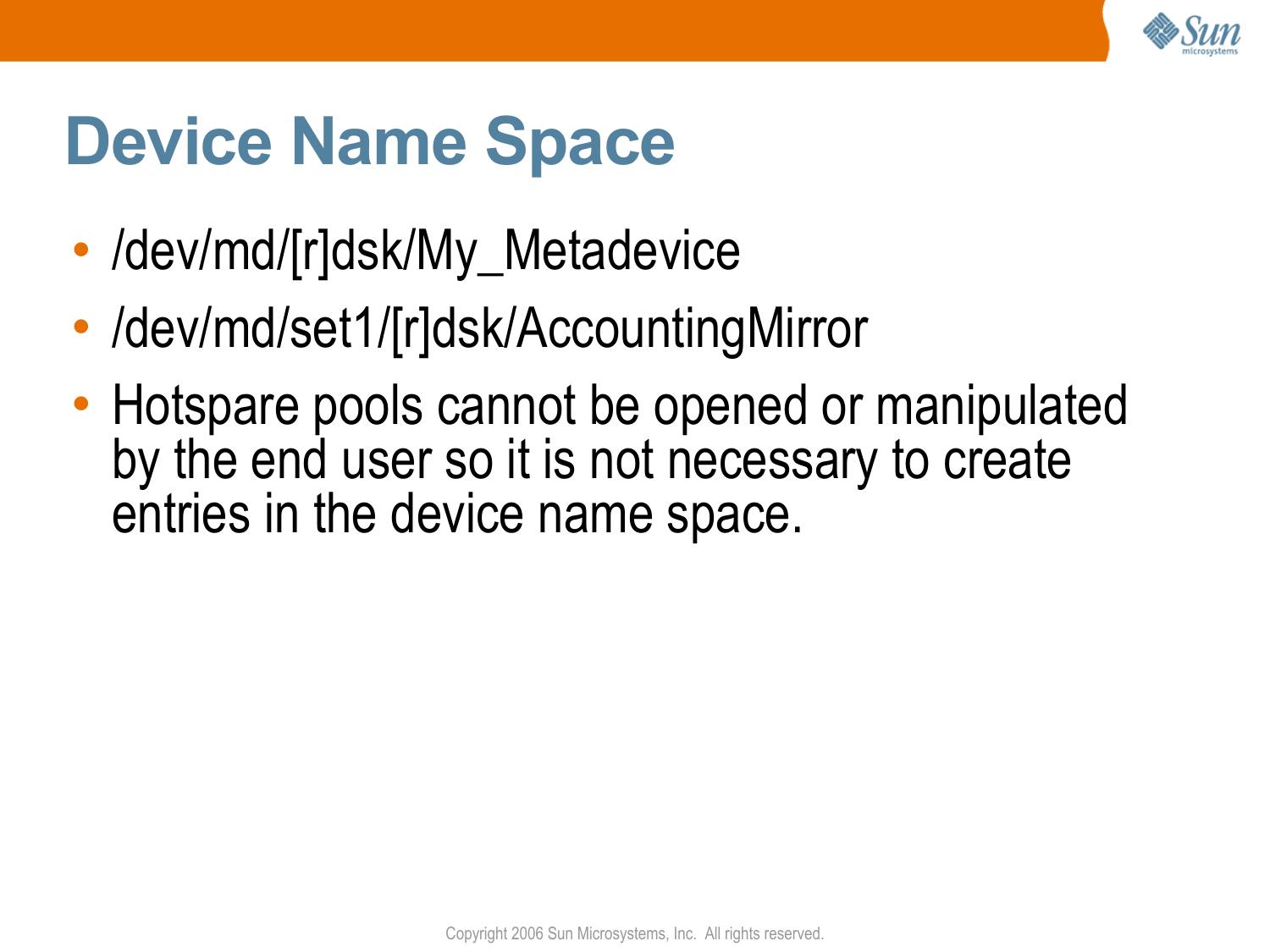# Device Name Space

- /dev/md/[r]dsk/My_Metadevice
- /dev/md/set1/[r]dsk/AccountingMirror
- Hotspare pools cannot be opened or manipulated by the end user so it is not necessary to create entries in the device name space.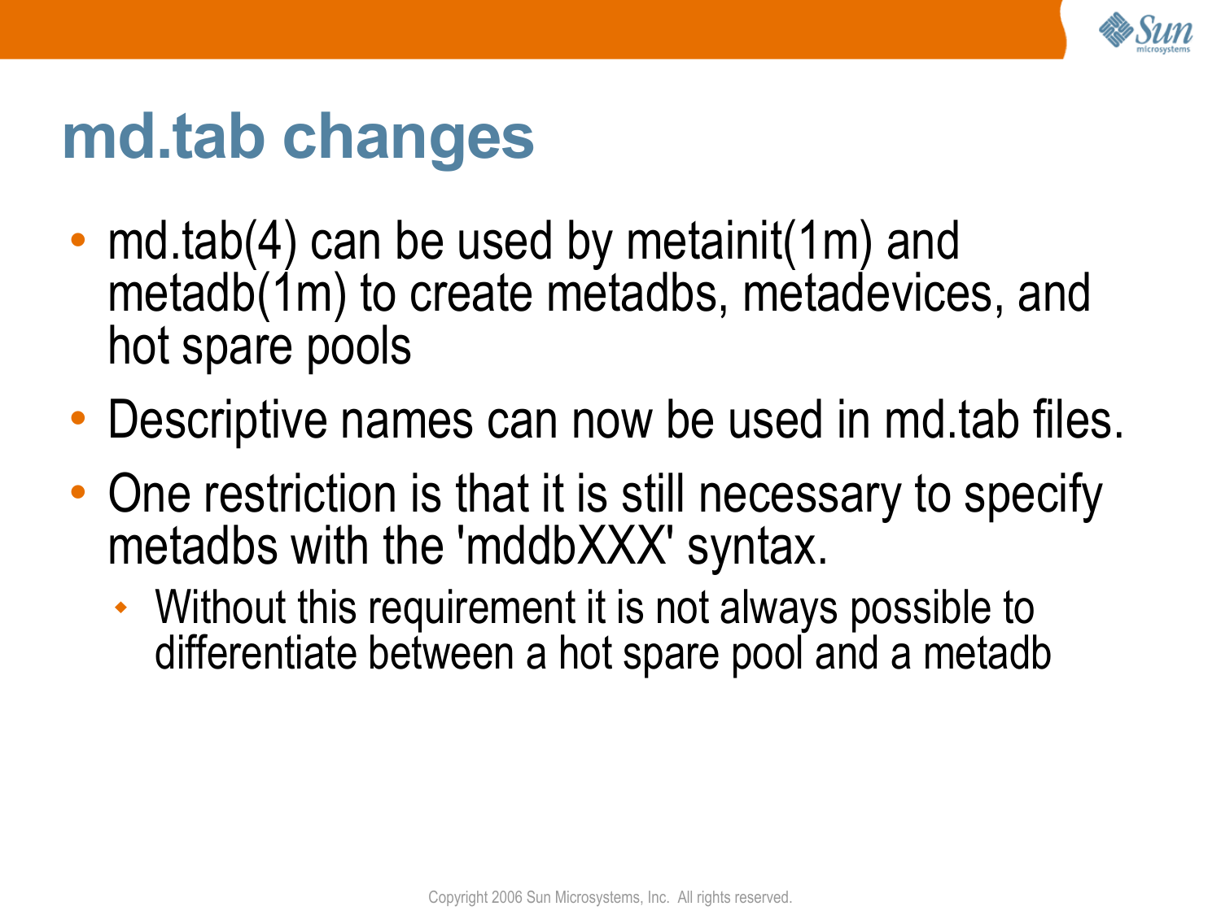# md.tab changes

- md.tab(4) can be used by metainit(1m) and metadb(1m) to create metadbs, metadevices, and hot spare pools
- Descriptive names can now be used in md.tab files.
- One restriction is that it is still necessary to specify metadbs with the 'mddbXXX' syntax.
  - Without this requirement it is not always possible to differentiate between a hot spare pool and a metadb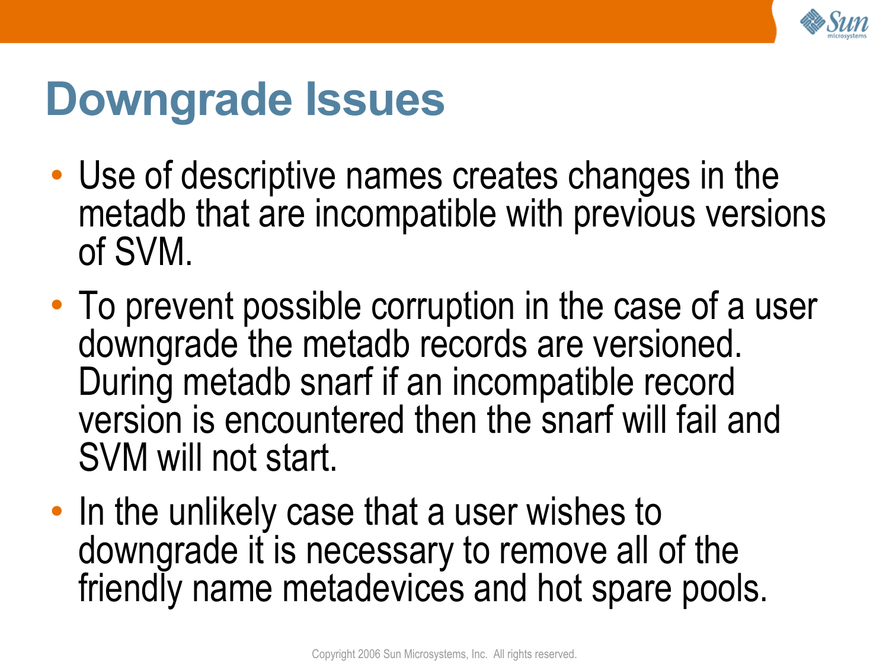# Downgrade Issues

- Use of descriptive names creates changes in the metadb that are incompatible with previous versions of SVM.
- To prevent possible corruption in the case of a user downgrade the metadb records are versioned. During metadb snarf if an incompatible record version is encountered then the snarf will fail and SVM will not start.
- In the unlikely case that a user wishes to downgrade it is necessary to remove all of the friendly name metadevices and hot spare pools.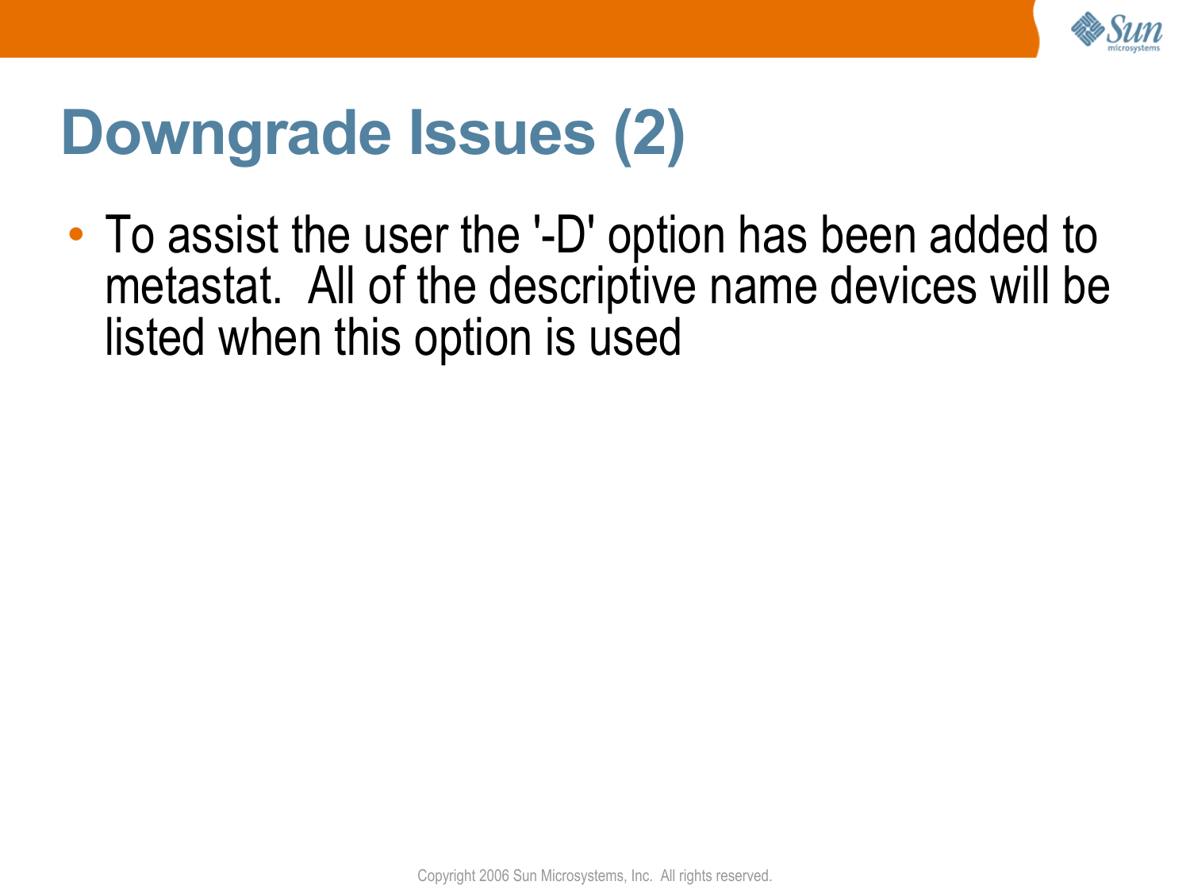# Downgrade Issues (2)

- To assist the user the '-D' option has been added to metastat. All of the descriptive name devices will be listed when this option is used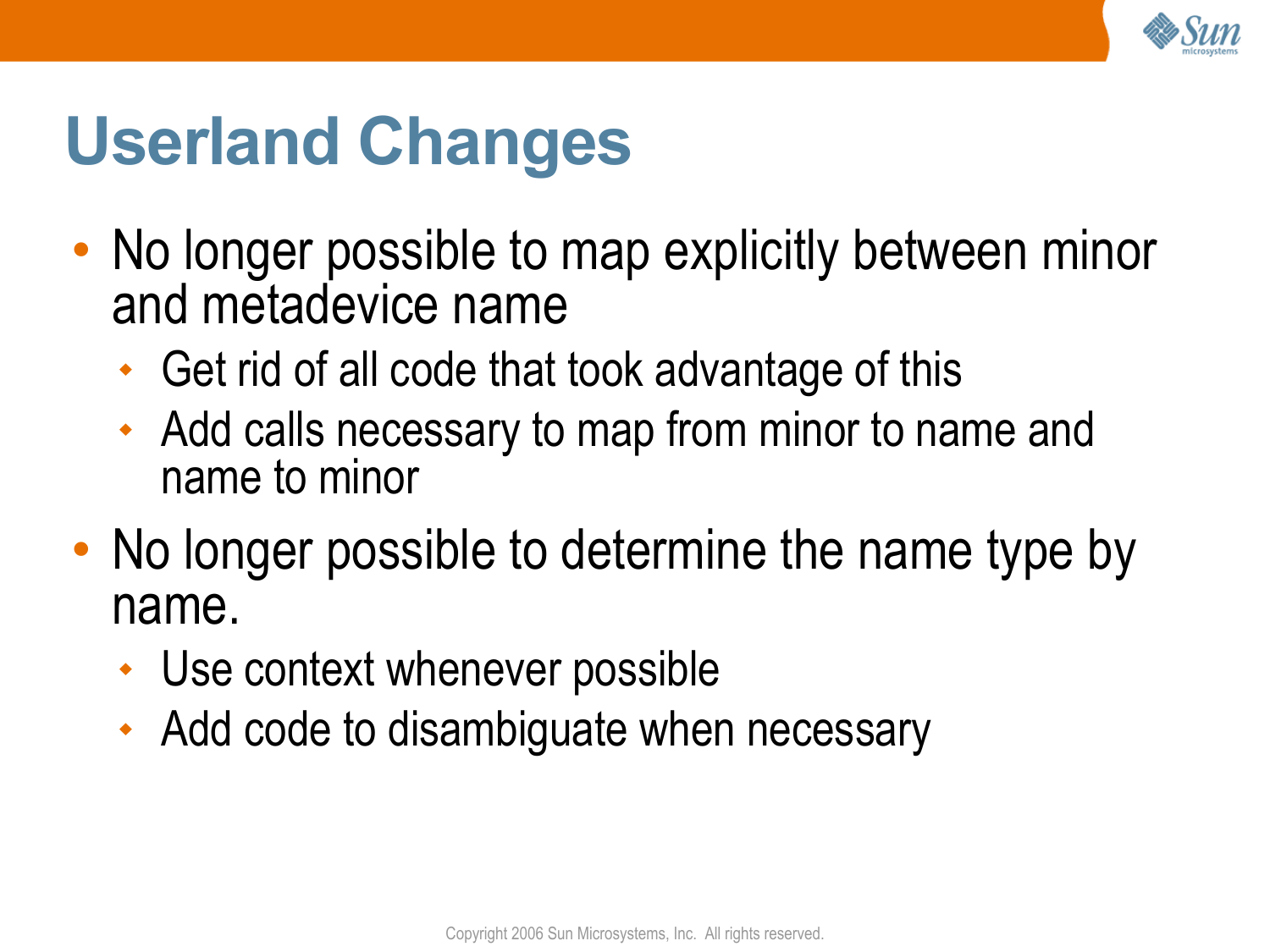# Userland Changes

- No longer possible to map explicitly between minor and metadevice name
  - Get rid of all code that took advantage of this
  - Add calls necessary to map from minor to name and name to minor
- No longer possible to determine the name type by name.
  - Use context whenever possible
  - Add code to disambiguate when necessary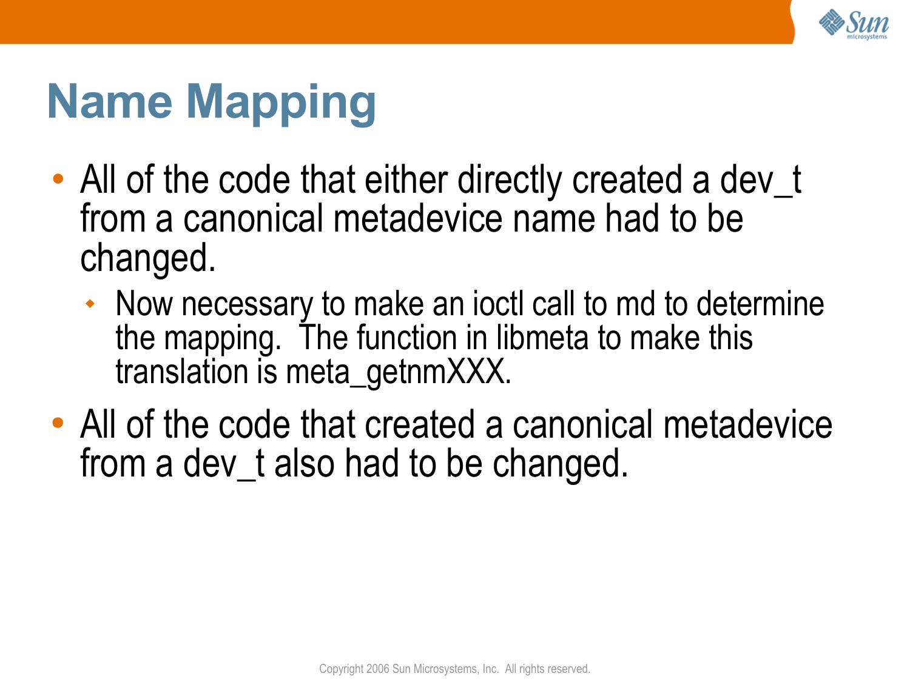# Name Mapping

- All of the code that either directly created a dev_t from a canonical metadevice name had to be changed.
  - Now necessary to make an ioctl call to md to determine the mapping. The function in libmeta to make this translation is meta_getnmXXX.
- All of the code that created a canonical metadevice from a dev_t also had to be changed.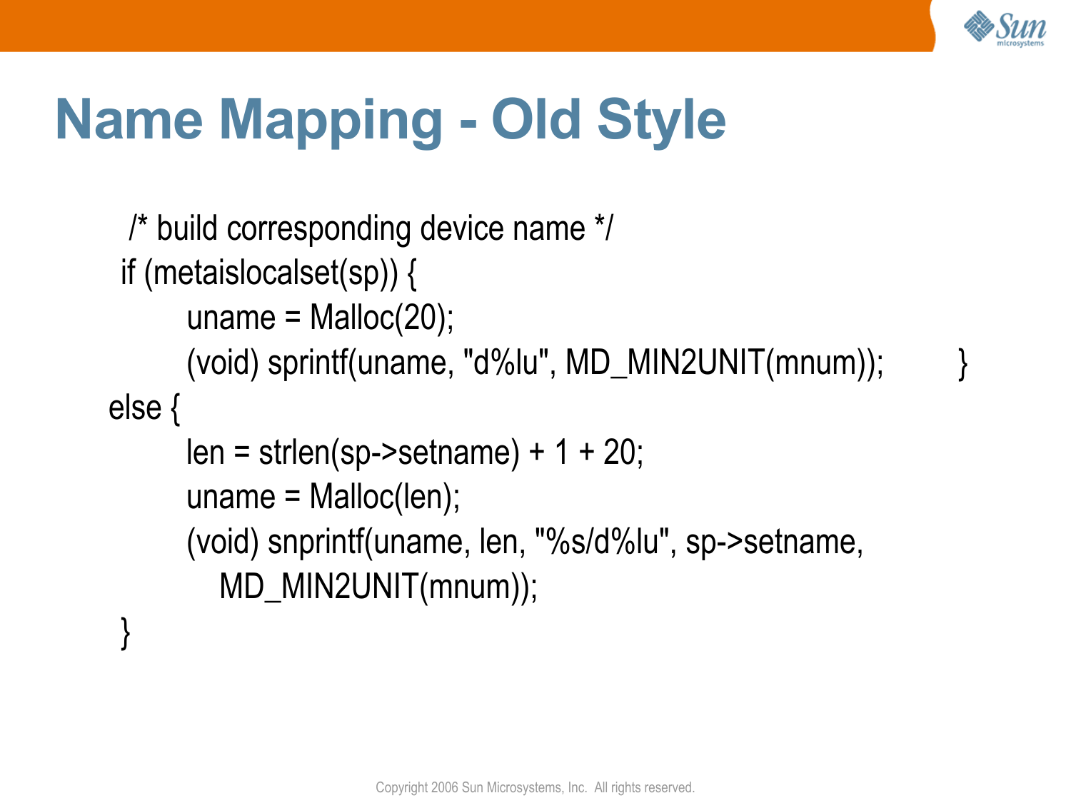# Name Mapping - Old Style

```
 /* build corresponding device name */
 if (metaislocalset(sp)) {
        uname = Malloc(20);
        (void) sprintf(uname, "d%lu", MD_MIN2UNIT(mnum));        }
else {
        len = strlen(sp->setname) + 1 + 20;
        uname = Malloc(len);
        (void) snprintf(uname, len, "%s/d%lu", sp->setname,
           MD_MIN2UNIT(mnum));
 }
```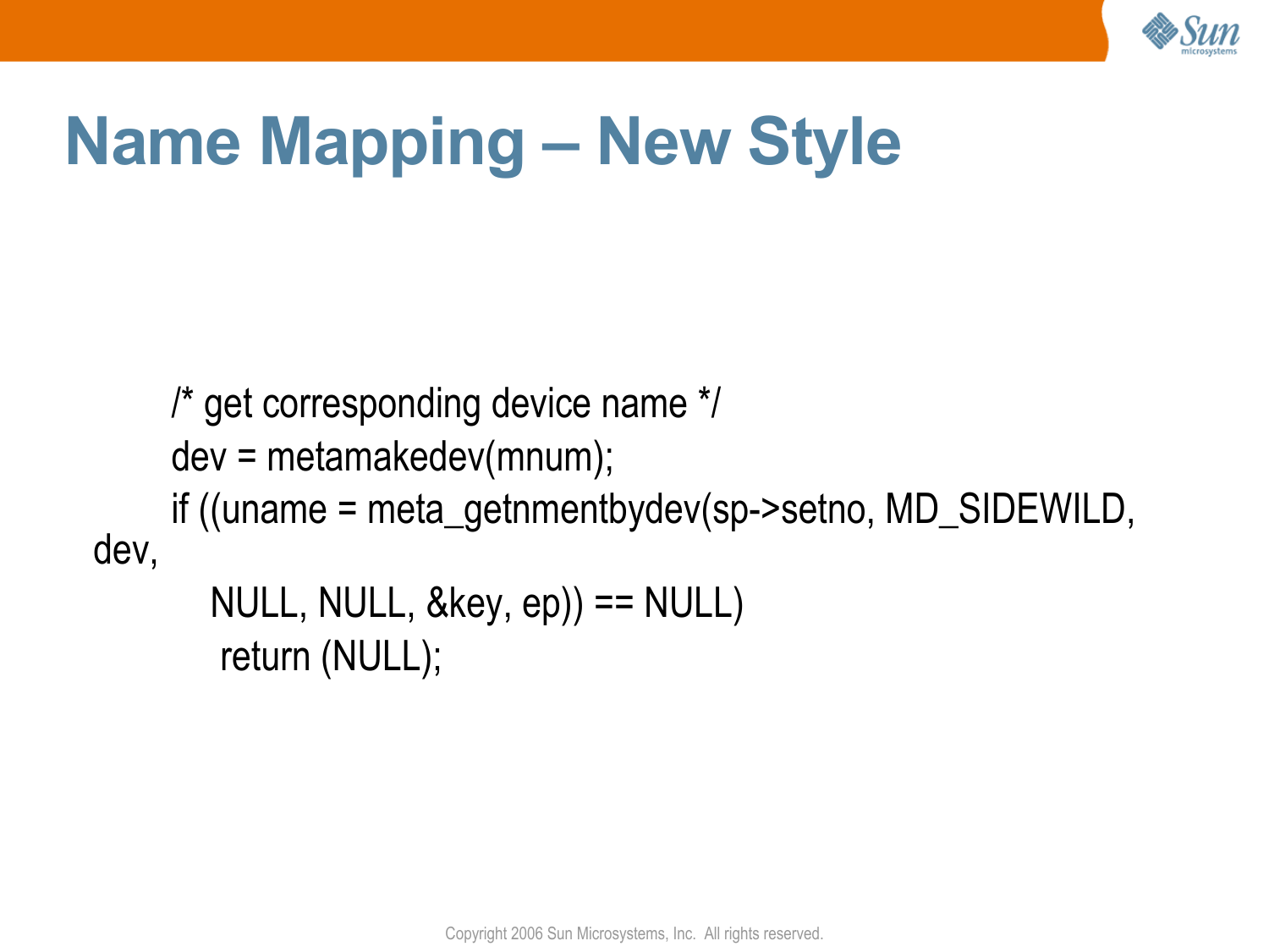# Name Mapping – New Style

```
/* get corresponding device name */
dev = metamakedev(mnum);
if ((uname = meta_getnmentbydev(sp->setno, MD_SIDEWILD,
dev,
    NULL, NULL, &key, ep)) == NULL)
     return (NULL);
```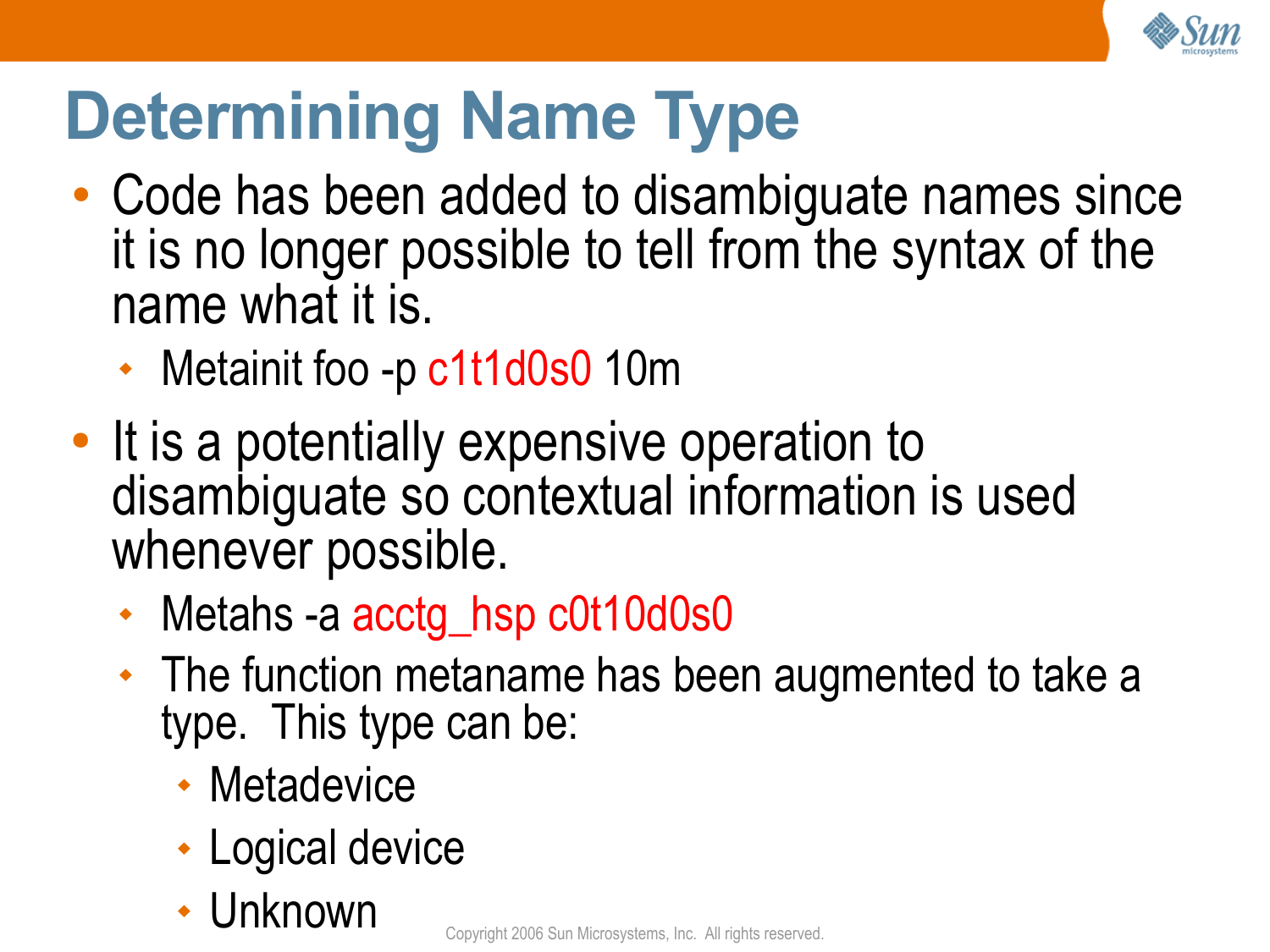# Determining Name Type

- Code has been added to disambiguate names since it is no longer possible to tell from the syntax of the name what it is.
  - Metainit foo -p c1t1d0s0 10m
- It is a potentially expensive operation to disambiguate so contextual information is used whenever possible.
  - Metahs -a acctg_hsp c0t10d0s0
  - The function metaname has been augmented to take a type. This type can be:
    - Metadevice
    - Logical device
    - Unknown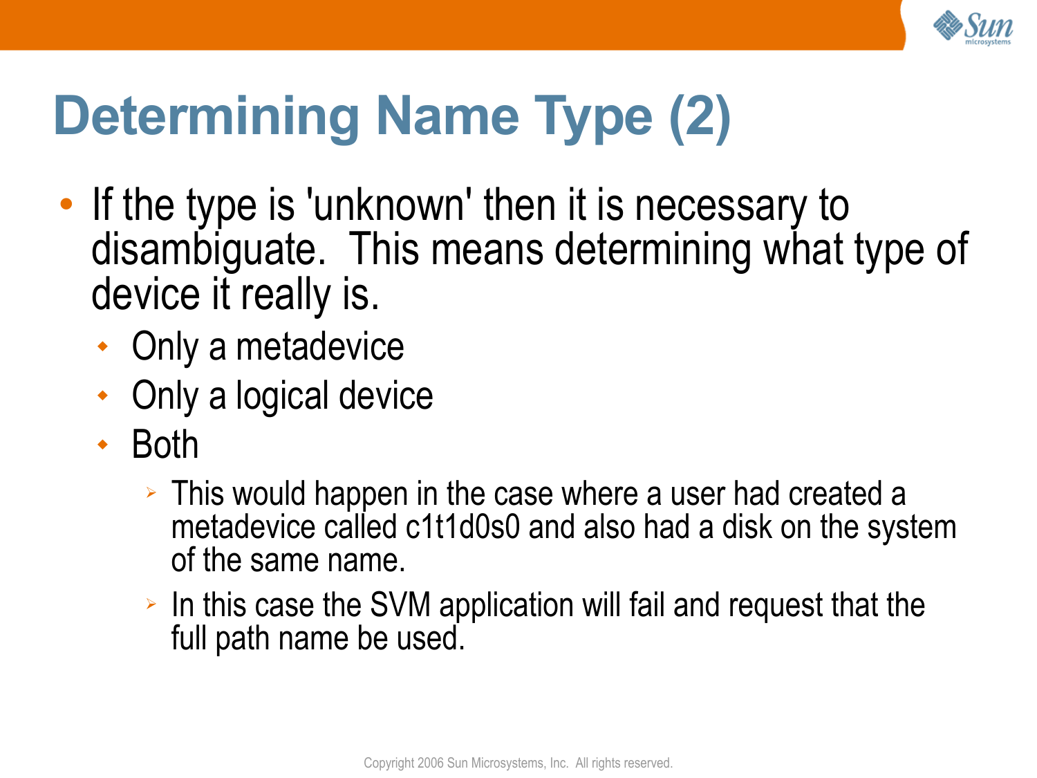# Determining Name Type (2)

- If the type is 'unknown' then it is necessary to disambiguate. This means determining what type of device it really is.
  - Only a metadevice
  - Only a logical device
  - Both
    - This would happen in the case where a user had created a metadevice called c1t1d0s0 and also had a disk on the system of the same name.
    - In this case the SVM application will fail and request that the full path name be used.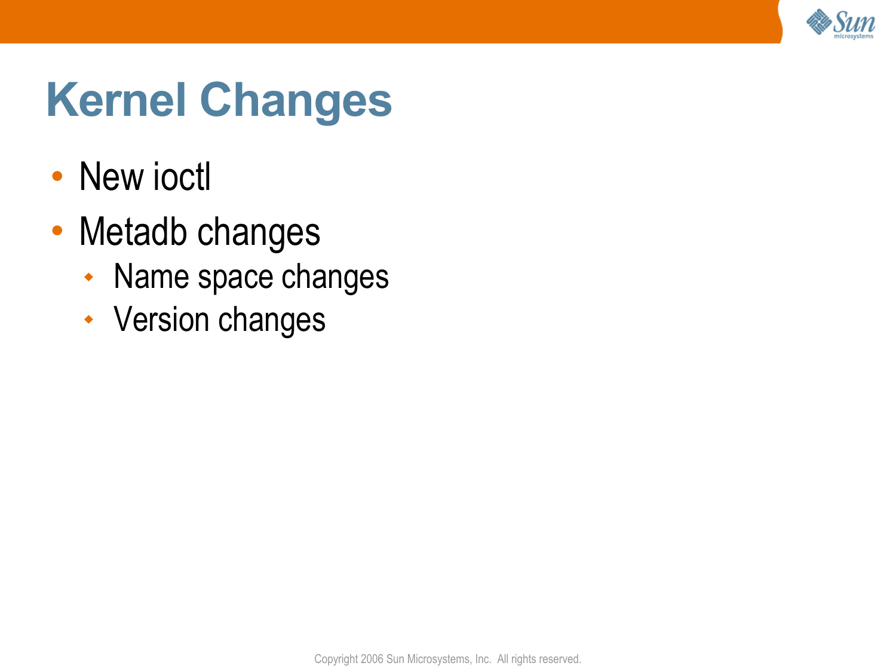# Kernel Changes

- New ioctl
- Metadb changes
  - Name space changes
  - Version changes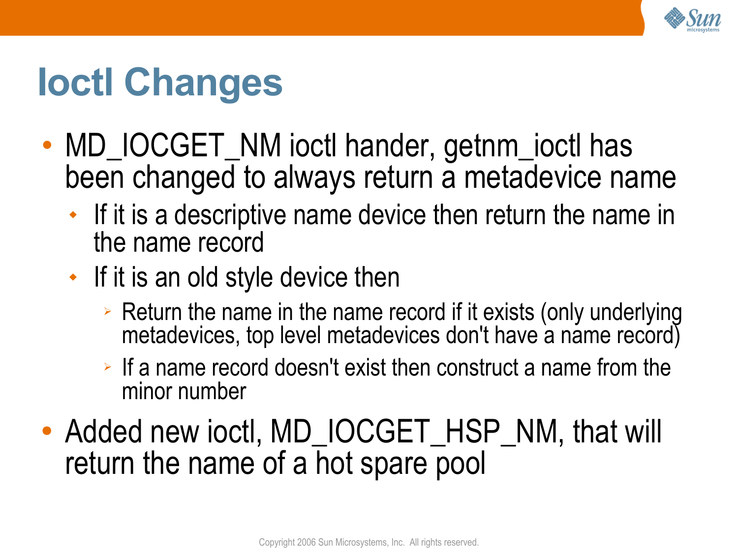# Ioctl Changes

- MD_IOCGET_NM ioctl hander, getnm_ioctl has been changed to always return a metadevice name
  - If it is a descriptive name device then return the name in the name record
  - If it is an old style device then
    - Return the name in the name record if it exists (only underlying metadevices, top level metadevices don't have a name record)
    - If a name record doesn't exist then construct a name from the minor number
- Added new ioctl, MD_IOCGET_HSP_NM, that will return the name of a hot spare pool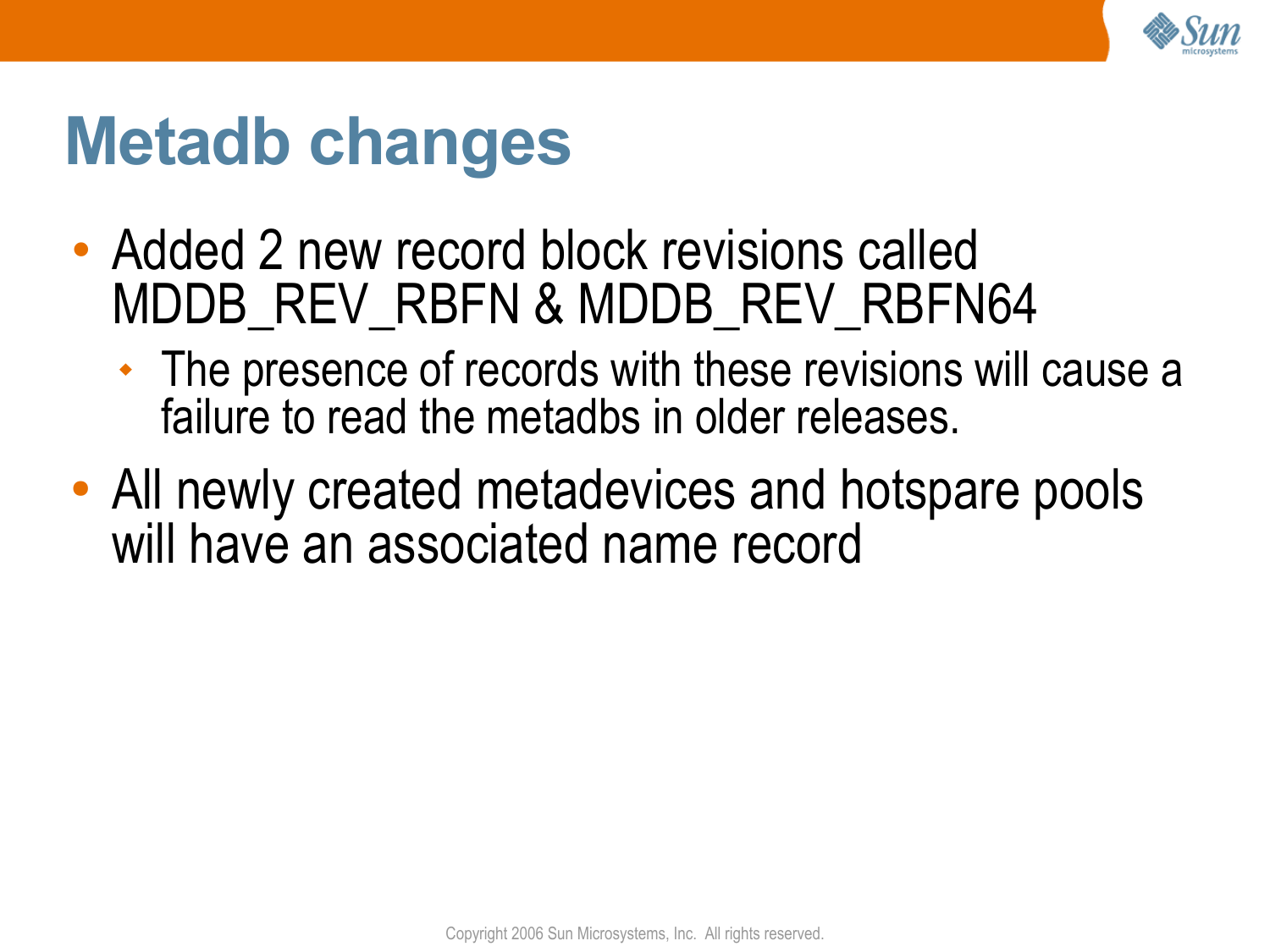# Metadb changes

- Added 2 new record block revisions called MDDB_REV_RBFN & MDDB_REV_RBFN64
  - The presence of records with these revisions will cause a failure to read the metadbs in older releases.
- All newly created metadevices and hotspare pools will have an associated name record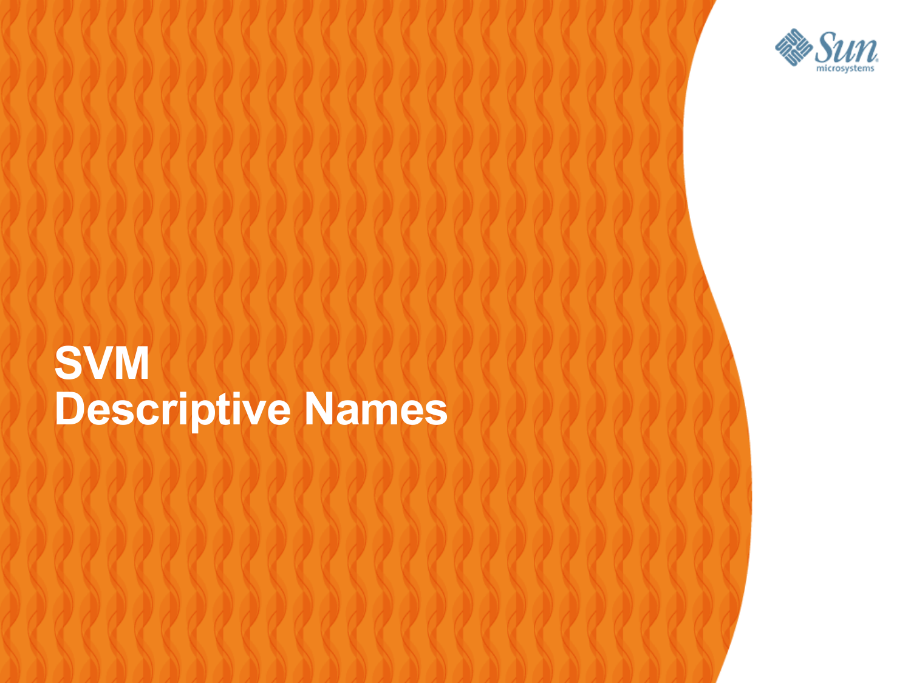# SVM
# Descriptive Names